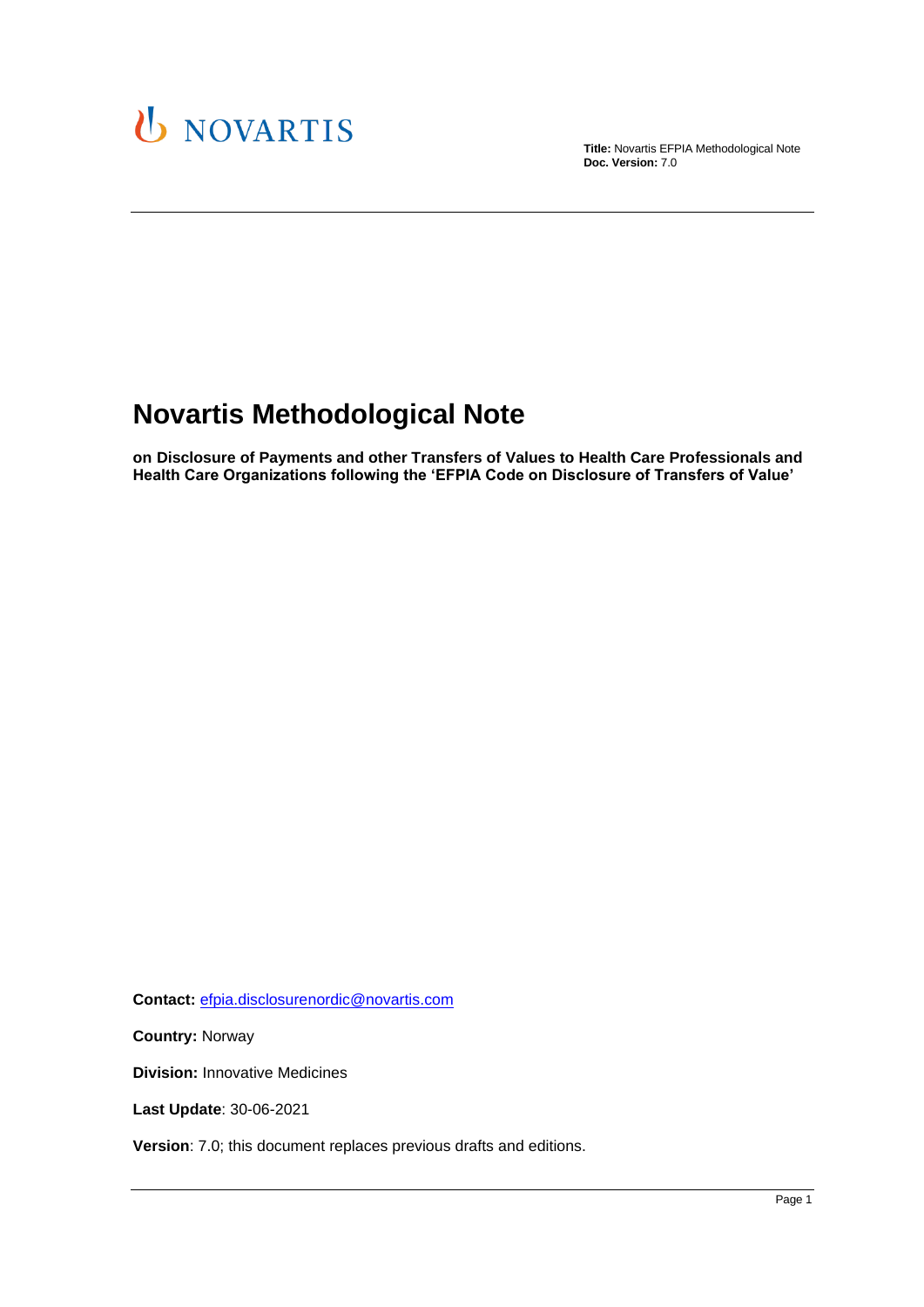NOVARTIS

**Title:** Novartis EFPIA Methodological Note
**Doc. Version:** 7.0

---

# Novartis Methodological Note

**on Disclosure of Payments and other Transfers of Values to Health Care Professionals and Health Care Organizations following the 'EFPIA Code on Disclosure of Transfers of Value'**

**Contact:** efpia.disclosurenordic@novartis.com

**Country:** Norway

**Division:** Innovative Medicines

**Last Update**: 30-06-2021

**Version**: 7.0; this document replaces previous drafts and editions.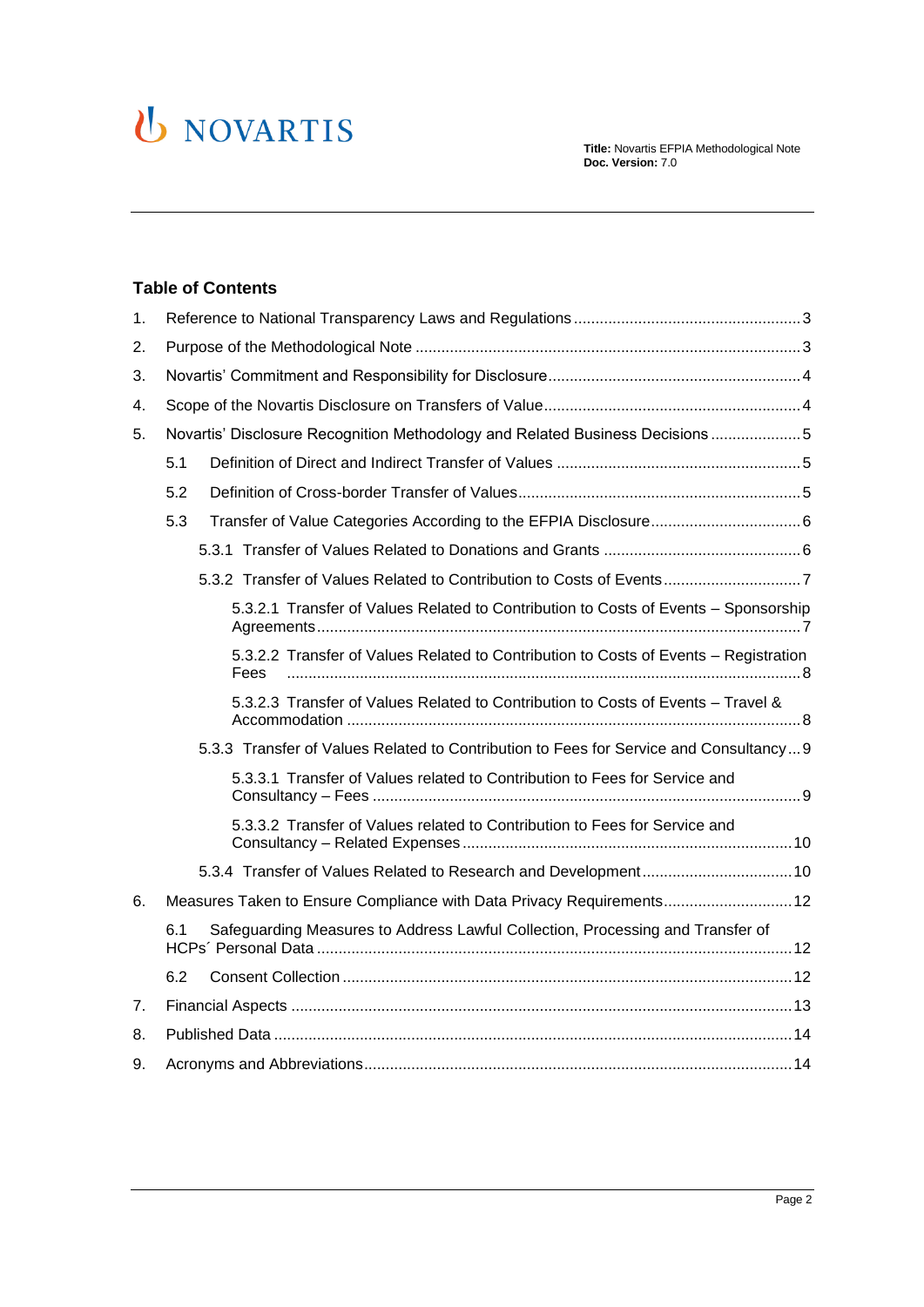## Table of Contents

1. Reference to National Transparency Laws and Regulations ... 3
2. Purpose of the Methodological Note ... 3
3. Novartis' Commitment and Responsibility for Disclosure ... 4
4. Scope of the Novartis Disclosure on Transfers of Value ... 4
5. Novartis' Disclosure Recognition Methodology and Related Business Decisions ... 5
   - 5.1 Definition of Direct and Indirect Transfer of Values ... 5
   - 5.2 Definition of Cross-border Transfer of Values ... 5
   - 5.3 Transfer of Value Categories According to the EFPIA Disclosure ... 6
     - 5.3.1 Transfer of Values Related to Donations and Grants ... 6
     - 5.3.2 Transfer of Values Related to Contribution to Costs of Events ... 7
       - 5.3.2.1 Transfer of Values Related to Contribution to Costs of Events – Sponsorship Agreements ... 7
       - 5.3.2.2 Transfer of Values Related to Contribution to Costs of Events – Registration Fees ... 8
       - 5.3.2.3 Transfer of Values Related to Contribution to Costs of Events – Travel & Accommodation ... 8
     - 5.3.3 Transfer of Values Related to Contribution to Fees for Service and Consultancy ... 9
       - 5.3.3.1 Transfer of Values related to Contribution to Fees for Service and Consultancy – Fees ... 9
       - 5.3.3.2 Transfer of Values related to Contribution to Fees for Service and Consultancy – Related Expenses ... 10
     - 5.3.4 Transfer of Values Related to Research and Development ... 10
6. Measures Taken to Ensure Compliance with Data Privacy Requirements ... 12
   - 6.1 Safeguarding Measures to Address Lawful Collection, Processing and Transfer of HCPs´ Personal Data ... 12
   - 6.2 Consent Collection ... 12
7. Financial Aspects ... 13
8. Published Data ... 14
9. Acronyms and Abbreviations ... 14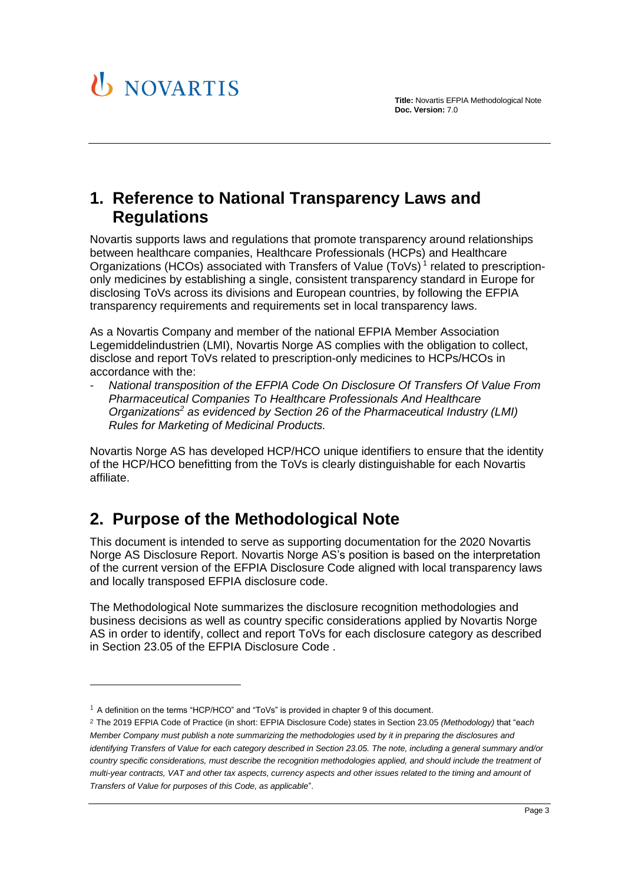## 1. Reference to National Transparency Laws and Regulations

Novartis supports laws and regulations that promote transparency around relationships between healthcare companies, Healthcare Professionals (HCPs) and Healthcare Organizations (HCOs) associated with Transfers of Value (ToVs)[1] related to prescription-only medicines by establishing a single, consistent transparency standard in Europe for disclosing ToVs across its divisions and European countries, by following the EFPIA transparency requirements and requirements set in local transparency laws.

As a Novartis Company and member of the national EFPIA Member Association Legemiddelindustrien (LMI), Novartis Norge AS complies with the obligation to collect, disclose and report ToVs related to prescription-only medicines to HCPs/HCOs in accordance with the:

- *National transposition of the EFPIA Code On Disclosure Of Transfers Of Value From Pharmaceutical Companies To Healthcare Professionals And Healthcare Organizations*[2] *as evidenced by Section 26 of the Pharmaceutical Industry (LMI) Rules for Marketing of Medicinal Products.*

Novartis Norge AS has developed HCP/HCO unique identifiers to ensure that the identity of the HCP/HCO benefitting from the ToVs is clearly distinguishable for each Novartis affiliate.

## 2. Purpose of the Methodological Note

This document is intended to serve as supporting documentation for the 2020 Novartis Norge AS Disclosure Report. Novartis Norge AS's position is based on the interpretation of the current version of the EFPIA Disclosure Code aligned with local transparency laws and locally transposed EFPIA disclosure code.

The Methodological Note summarizes the disclosure recognition methodologies and business decisions as well as country specific considerations applied by Novartis Norge AS in order to identify, collect and report ToVs for each disclosure category as described in Section 23.05 of the EFPIA Disclosure Code .

---

[1] A definition on the terms "HCP/HCO" and "ToVs" is provided in chapter 9 of this document.

[2] The 2019 EFPIA Code of Practice (in short: EFPIA Disclosure Code) states in Section 23.05 *(Methodology)* that "*each Member Company must publish a note summarizing the methodologies used by it in preparing the disclosures and identifying Transfers of Value for each category described in Section 23.05. The note, including a general summary and/or country specific considerations, must describe the recognition methodologies applied, and should include the treatment of multi-year contracts, VAT and other tax aspects, currency aspects and other issues related to the timing and amount of Transfers of Value for purposes of this Code, as applicable*".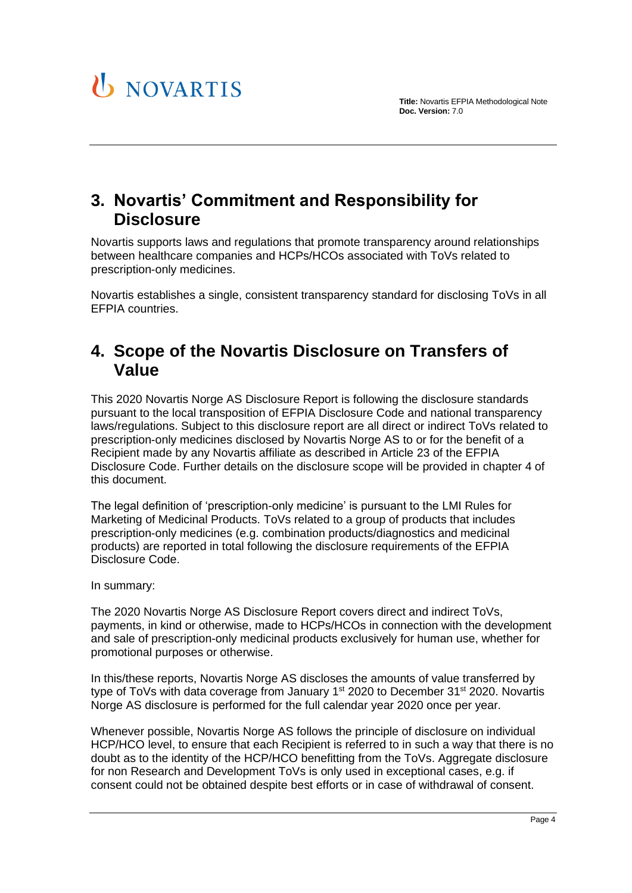## 3. Novartis' Commitment and Responsibility for Disclosure

Novartis supports laws and regulations that promote transparency around relationships between healthcare companies and HCPs/HCOs associated with ToVs related to prescription-only medicines.

Novartis establishes a single, consistent transparency standard for disclosing ToVs in all EFPIA countries.

## 4. Scope of the Novartis Disclosure on Transfers of Value

This 2020 Novartis Norge AS Disclosure Report is following the disclosure standards pursuant to the local transposition of EFPIA Disclosure Code and national transparency laws/regulations. Subject to this disclosure report are all direct or indirect ToVs related to prescription-only medicines disclosed by Novartis Norge AS to or for the benefit of a Recipient made by any Novartis affiliate as described in Article 23 of the EFPIA Disclosure Code. Further details on the disclosure scope will be provided in chapter 4 of this document.

The legal definition of 'prescription-only medicine' is pursuant to the LMI Rules for Marketing of Medicinal Products. ToVs related to a group of products that includes prescription-only medicines (e.g. combination products/diagnostics and medicinal products) are reported in total following the disclosure requirements of the EFPIA Disclosure Code.

In summary:

The 2020 Novartis Norge AS Disclosure Report covers direct and indirect ToVs, payments, in kind or otherwise, made to HCPs/HCOs in connection with the development and sale of prescription-only medicinal products exclusively for human use, whether for promotional purposes or otherwise.

In this/these reports, Novartis Norge AS discloses the amounts of value transferred by type of ToVs with data coverage from January 1st 2020 to December 31st 2020. Novartis Norge AS disclosure is performed for the full calendar year 2020 once per year.

Whenever possible, Novartis Norge AS follows the principle of disclosure on individual HCP/HCO level, to ensure that each Recipient is referred to in such a way that there is no doubt as to the identity of the HCP/HCO benefitting from the ToVs. Aggregate disclosure for non Research and Development ToVs is only used in exceptional cases, e.g. if consent could not be obtained despite best efforts or in case of withdrawal of consent.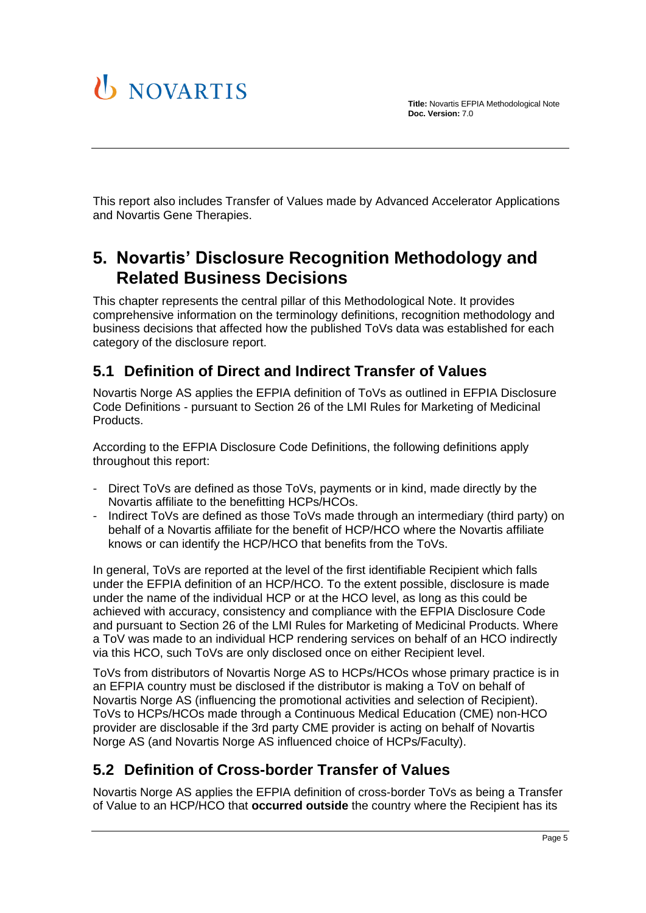This report also includes Transfer of Values made by Advanced Accelerator Applications and Novartis Gene Therapies.

# 5. Novartis' Disclosure Recognition Methodology and Related Business Decisions

This chapter represents the central pillar of this Methodological Note. It provides comprehensive information on the terminology definitions, recognition methodology and business decisions that affected how the published ToVs data was established for each category of the disclosure report.

## 5.1 Definition of Direct and Indirect Transfer of Values

Novartis Norge AS applies the EFPIA definition of ToVs as outlined in EFPIA Disclosure Code Definitions - pursuant to Section 26 of the LMI Rules for Marketing of Medicinal Products.

According to the EFPIA Disclosure Code Definitions, the following definitions apply throughout this report:

- Direct ToVs are defined as those ToVs, payments or in kind, made directly by the Novartis affiliate to the benefitting HCPs/HCOs.
- Indirect ToVs are defined as those ToVs made through an intermediary (third party) on behalf of a Novartis affiliate for the benefit of HCP/HCO where the Novartis affiliate knows or can identify the HCP/HCO that benefits from the ToVs.

In general, ToVs are reported at the level of the first identifiable Recipient which falls under the EFPIA definition of an HCP/HCO. To the extent possible, disclosure is made under the name of the individual HCP or at the HCO level, as long as this could be achieved with accuracy, consistency and compliance with the EFPIA Disclosure Code and pursuant to Section 26 of the LMI Rules for Marketing of Medicinal Products. Where a ToV was made to an individual HCP rendering services on behalf of an HCO indirectly via this HCO, such ToVs are only disclosed once on either Recipient level.

ToVs from distributors of Novartis Norge AS to HCPs/HCOs whose primary practice is in an EFPIA country must be disclosed if the distributor is making a ToV on behalf of Novartis Norge AS (influencing the promotional activities and selection of Recipient). ToVs to HCPs/HCOs made through a Continuous Medical Education (CME) non-HCO provider are disclosable if the 3rd party CME provider is acting on behalf of Novartis Norge AS (and Novartis Norge AS influenced choice of HCPs/Faculty).

## 5.2 Definition of Cross-border Transfer of Values

Novartis Norge AS applies the EFPIA definition of cross-border ToVs as being a Transfer of Value to an HCP/HCO that **occurred outside** the country where the Recipient has its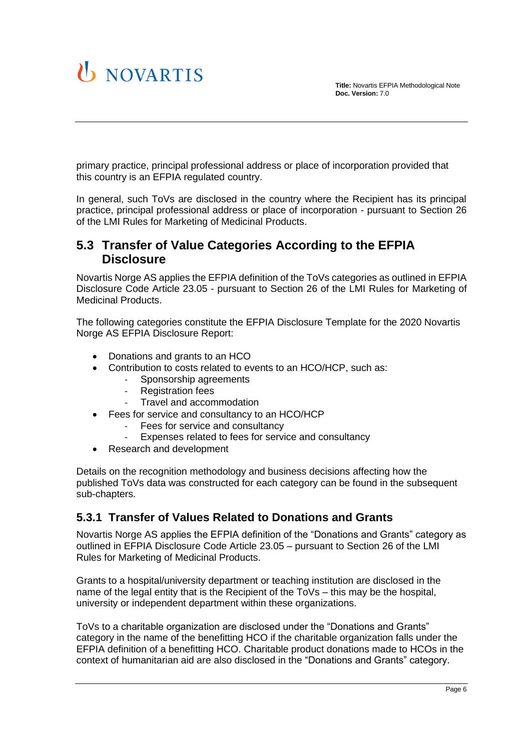primary practice, principal professional address or place of incorporation provided that this country is an EFPIA regulated country.

In general, such ToVs are disclosed in the country where the Recipient has its principal practice, principal professional address or place of incorporation - pursuant to Section 26 of the LMI Rules for Marketing of Medicinal Products.

## 5.3 Transfer of Value Categories According to the EFPIA Disclosure

Novartis Norge AS applies the EFPIA definition of the ToVs categories as outlined in EFPIA Disclosure Code Article 23.05 - pursuant to Section 26 of the LMI Rules for Marketing of Medicinal Products.

The following categories constitute the EFPIA Disclosure Template for the 2020 Novartis Norge AS EFPIA Disclosure Report:

- Donations and grants to an HCO
- Contribution to costs related to events to an HCO/HCP, such as:
  - Sponsorship agreements
  - Registration fees
  - Travel and accommodation
- Fees for service and consultancy to an HCO/HCP
  - Fees for service and consultancy
  - Expenses related to fees for service and consultancy
- Research and development

Details on the recognition methodology and business decisions affecting how the published ToVs data was constructed for each category can be found in the subsequent sub-chapters.

### 5.3.1 Transfer of Values Related to Donations and Grants

Novartis Norge AS applies the EFPIA definition of the "Donations and Grants" category as outlined in EFPIA Disclosure Code Article 23.05 – pursuant to Section 26 of the LMI Rules for Marketing of Medicinal Products.

Grants to a hospital/university department or teaching institution are disclosed in the name of the legal entity that is the Recipient of the ToVs – this may be the hospital, university or independent department within these organizations.

ToVs to a charitable organization are disclosed under the "Donations and Grants" category in the name of the benefitting HCO if the charitable organization falls under the EFPIA definition of a benefitting HCO. Charitable product donations made to HCOs in the context of humanitarian aid are also disclosed in the "Donations and Grants" category.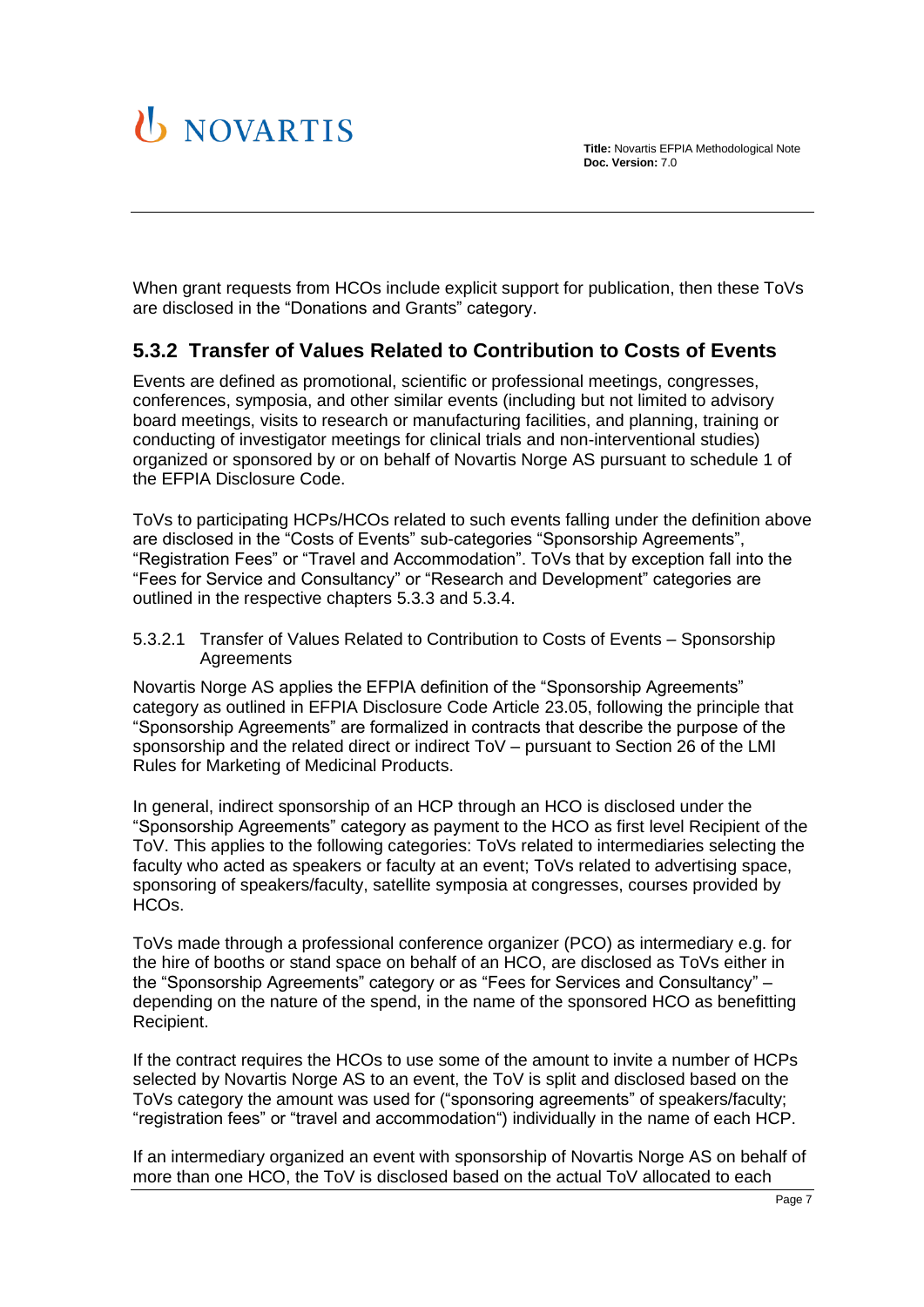When grant requests from HCOs include explicit support for publication, then these ToVs are disclosed in the "Donations and Grants" category.

### 5.3.2 Transfer of Values Related to Contribution to Costs of Events

Events are defined as promotional, scientific or professional meetings, congresses, conferences, symposia, and other similar events (including but not limited to advisory board meetings, visits to research or manufacturing facilities, and planning, training or conducting of investigator meetings for clinical trials and non-interventional studies) organized or sponsored by or on behalf of Novartis Norge AS pursuant to schedule 1 of the EFPIA Disclosure Code.

ToVs to participating HCPs/HCOs related to such events falling under the definition above are disclosed in the "Costs of Events" sub-categories "Sponsorship Agreements", "Registration Fees" or "Travel and Accommodation". ToVs that by exception fall into the "Fees for Service and Consultancy" or "Research and Development" categories are outlined in the respective chapters 5.3.3 and 5.3.4.

#### 5.3.2.1 Transfer of Values Related to Contribution to Costs of Events – Sponsorship Agreements

Novartis Norge AS applies the EFPIA definition of the "Sponsorship Agreements" category as outlined in EFPIA Disclosure Code Article 23.05, following the principle that "Sponsorship Agreements" are formalized in contracts that describe the purpose of the sponsorship and the related direct or indirect ToV – pursuant to Section 26 of the LMI Rules for Marketing of Medicinal Products.

In general, indirect sponsorship of an HCP through an HCO is disclosed under the "Sponsorship Agreements" category as payment to the HCO as first level Recipient of the ToV. This applies to the following categories: ToVs related to intermediaries selecting the faculty who acted as speakers or faculty at an event; ToVs related to advertising space, sponsoring of speakers/faculty, satellite symposia at congresses, courses provided by HCOs.

ToVs made through a professional conference organizer (PCO) as intermediary e.g. for the hire of booths or stand space on behalf of an HCO, are disclosed as ToVs either in the "Sponsorship Agreements" category or as "Fees for Services and Consultancy" – depending on the nature of the spend, in the name of the sponsored HCO as benefitting Recipient.

If the contract requires the HCOs to use some of the amount to invite a number of HCPs selected by Novartis Norge AS to an event, the ToV is split and disclosed based on the ToVs category the amount was used for ("sponsoring agreements" of speakers/faculty; "registration fees" or "travel and accommodation") individually in the name of each HCP.

If an intermediary organized an event with sponsorship of Novartis Norge AS on behalf of more than one HCO, the ToV is disclosed based on the actual ToV allocated to each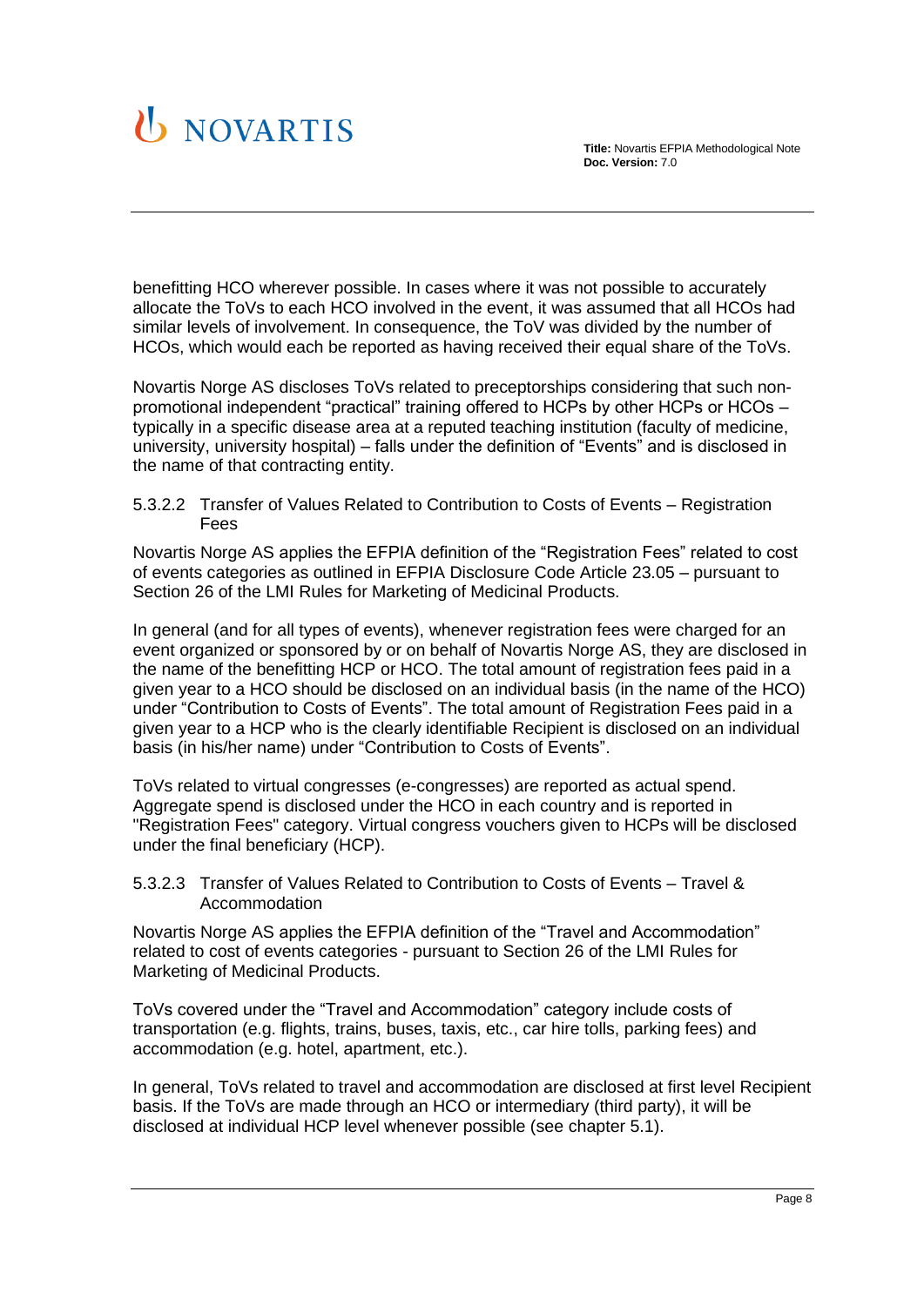benefitting HCO wherever possible. In cases where it was not possible to accurately allocate the ToVs to each HCO involved in the event, it was assumed that all HCOs had similar levels of involvement. In consequence, the ToV was divided by the number of HCOs, which would each be reported as having received their equal share of the ToVs.

Novartis Norge AS discloses ToVs related to preceptorships considering that such non-promotional independent "practical" training offered to HCPs by other HCPs or HCOs – typically in a specific disease area at a reputed teaching institution (faculty of medicine, university, university hospital) – falls under the definition of "Events" and is disclosed in the name of that contracting entity.

#### 5.3.2.2 Transfer of Values Related to Contribution to Costs of Events – Registration Fees

Novartis Norge AS applies the EFPIA definition of the "Registration Fees" related to cost of events categories as outlined in EFPIA Disclosure Code Article 23.05 – pursuant to Section 26 of the LMI Rules for Marketing of Medicinal Products.

In general (and for all types of events), whenever registration fees were charged for an event organized or sponsored by or on behalf of Novartis Norge AS, they are disclosed in the name of the benefitting HCP or HCO. The total amount of registration fees paid in a given year to a HCO should be disclosed on an individual basis (in the name of the HCO) under "Contribution to Costs of Events". The total amount of Registration Fees paid in a given year to a HCP who is the clearly identifiable Recipient is disclosed on an individual basis (in his/her name) under "Contribution to Costs of Events".

ToVs related to virtual congresses (e-congresses) are reported as actual spend. Aggregate spend is disclosed under the HCO in each country and is reported in "Registration Fees" category. Virtual congress vouchers given to HCPs will be disclosed under the final beneficiary (HCP).

#### 5.3.2.3 Transfer of Values Related to Contribution to Costs of Events – Travel & Accommodation

Novartis Norge AS applies the EFPIA definition of the "Travel and Accommodation" related to cost of events categories - pursuant to Section 26 of the LMI Rules for Marketing of Medicinal Products.

ToVs covered under the "Travel and Accommodation" category include costs of transportation (e.g. flights, trains, buses, taxis, etc., car hire tolls, parking fees) and accommodation (e.g. hotel, apartment, etc.).

In general, ToVs related to travel and accommodation are disclosed at first level Recipient basis. If the ToVs are made through an HCO or intermediary (third party), it will be disclosed at individual HCP level whenever possible (see chapter 5.1).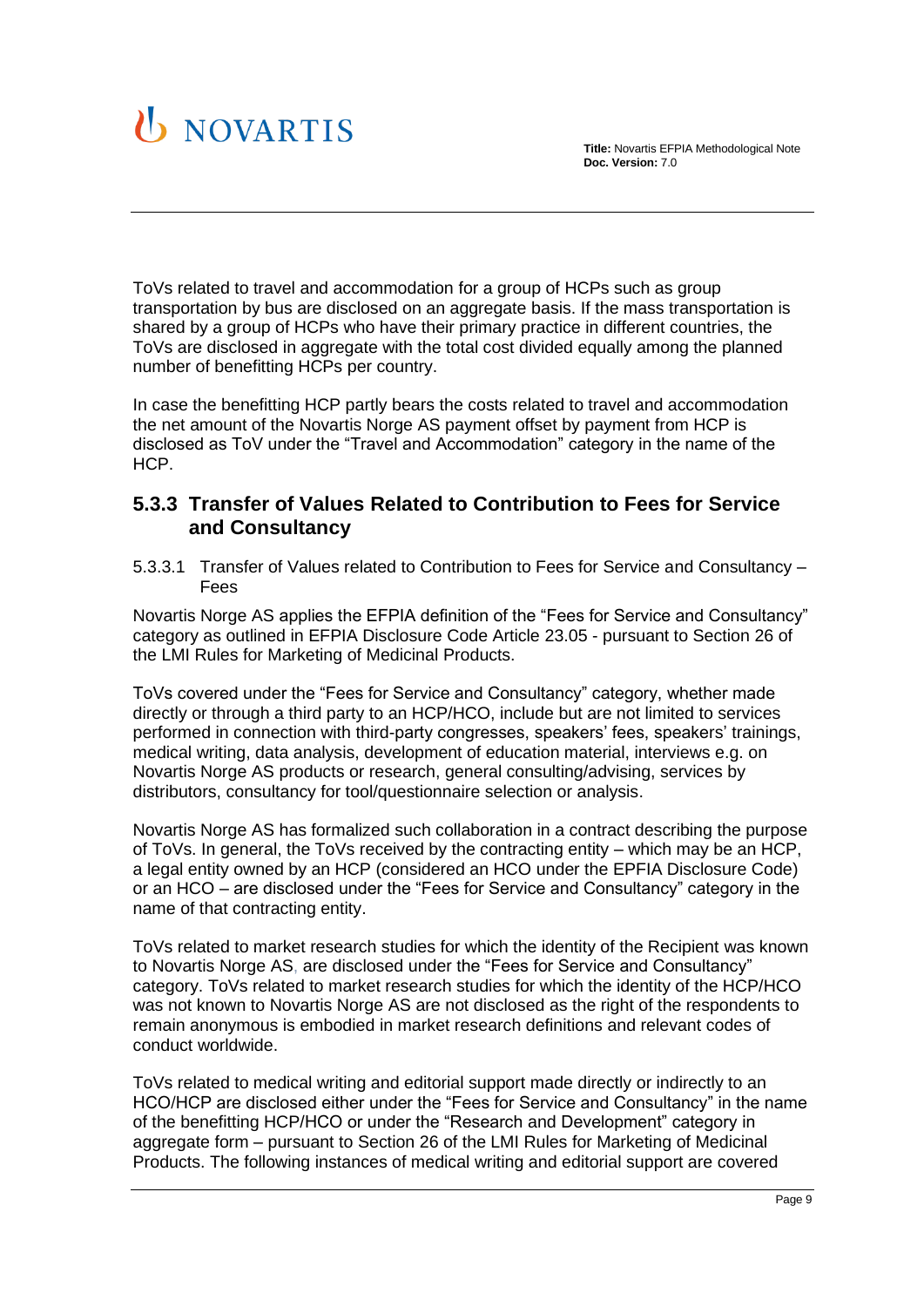ToVs related to travel and accommodation for a group of HCPs such as group transportation by bus are disclosed on an aggregate basis. If the mass transportation is shared by a group of HCPs who have their primary practice in different countries, the ToVs are disclosed in aggregate with the total cost divided equally among the planned number of benefitting HCPs per country.

In case the benefitting HCP partly bears the costs related to travel and accommodation the net amount of the Novartis Norge AS payment offset by payment from HCP is disclosed as ToV under the "Travel and Accommodation" category in the name of the HCP.

### 5.3.3 Transfer of Values Related to Contribution to Fees for Service and Consultancy

#### 5.3.3.1 Transfer of Values related to Contribution to Fees for Service and Consultancy – Fees

Novartis Norge AS applies the EFPIA definition of the "Fees for Service and Consultancy" category as outlined in EFPIA Disclosure Code Article 23.05 - pursuant to Section 26 of the LMI Rules for Marketing of Medicinal Products.

ToVs covered under the "Fees for Service and Consultancy" category, whether made directly or through a third party to an HCP/HCO, include but are not limited to services performed in connection with third-party congresses, speakers' fees, speakers' trainings, medical writing, data analysis, development of education material, interviews e.g. on Novartis Norge AS products or research, general consulting/advising, services by distributors, consultancy for tool/questionnaire selection or analysis.

Novartis Norge AS has formalized such collaboration in a contract describing the purpose of ToVs. In general, the ToVs received by the contracting entity – which may be an HCP, a legal entity owned by an HCP (considered an HCO under the EPFIA Disclosure Code) or an HCO – are disclosed under the "Fees for Service and Consultancy" category in the name of that contracting entity.

ToVs related to market research studies for which the identity of the Recipient was known to Novartis Norge AS, are disclosed under the "Fees for Service and Consultancy" category. ToVs related to market research studies for which the identity of the HCP/HCO was not known to Novartis Norge AS are not disclosed as the right of the respondents to remain anonymous is embodied in market research definitions and relevant codes of conduct worldwide.

ToVs related to medical writing and editorial support made directly or indirectly to an HCO/HCP are disclosed either under the "Fees for Service and Consultancy" in the name of the benefitting HCP/HCO or under the "Research and Development" category in aggregate form – pursuant to Section 26 of the LMI Rules for Marketing of Medicinal Products. The following instances of medical writing and editorial support are covered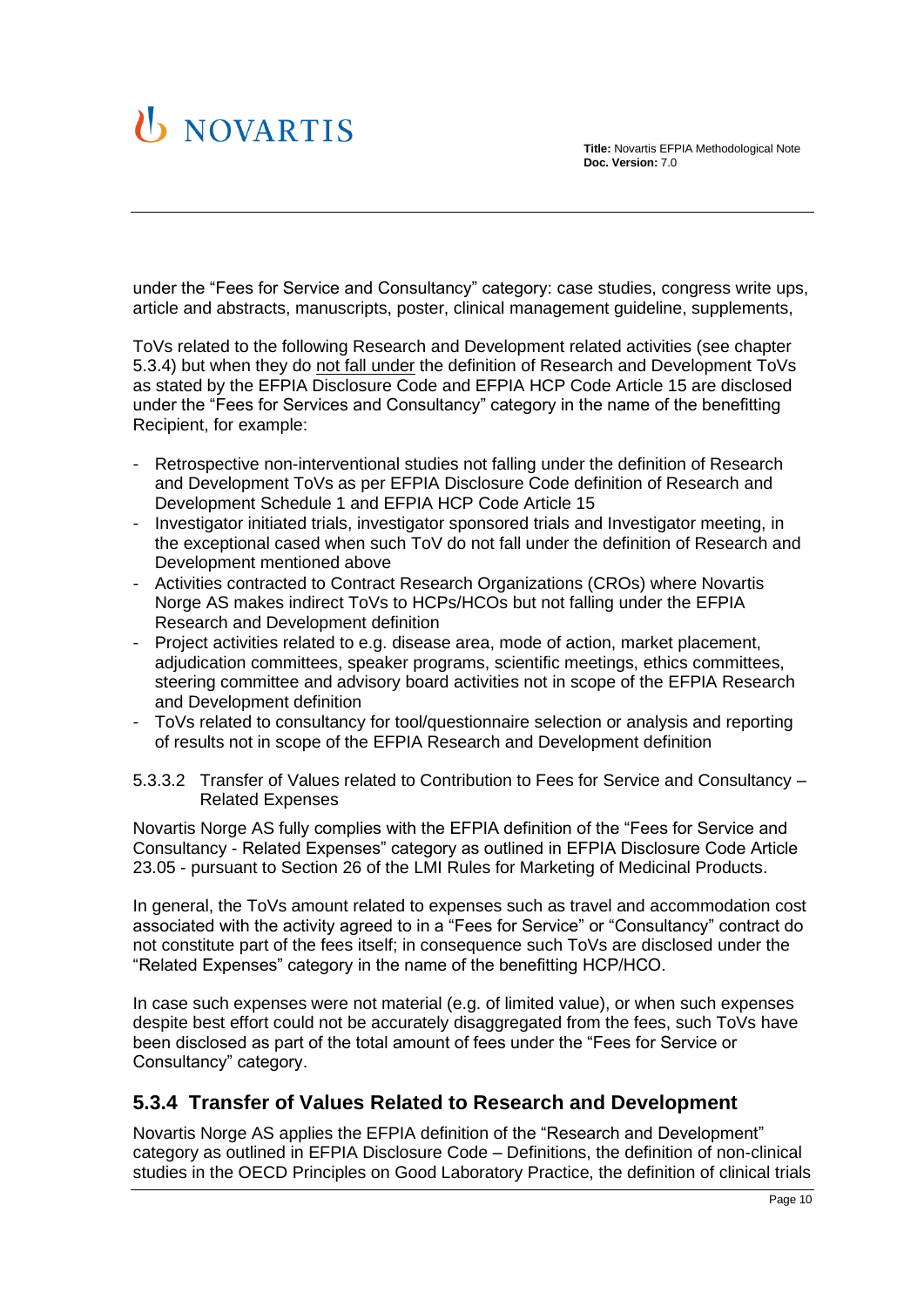under the “Fees for Service and Consultancy” category: case studies, congress write ups, article and abstracts, manuscripts, poster, clinical management guideline, supplements,

ToVs related to the following Research and Development related activities (see chapter 5.3.4) but when they do not fall under the definition of Research and Development ToVs as stated by the EFPIA Disclosure Code and EFPIA HCP Code Article 15 are disclosed under the “Fees for Services and Consultancy” category in the name of the benefitting Recipient, for example:

- Retrospective non-interventional studies not falling under the definition of Research and Development ToVs as per EFPIA Disclosure Code definition of Research and Development Schedule 1 and EFPIA HCP Code Article 15
- Investigator initiated trials, investigator sponsored trials and Investigator meeting, in the exceptional cased when such ToV do not fall under the definition of Research and Development mentioned above
- Activities contracted to Contract Research Organizations (CROs) where Novartis Norge AS makes indirect ToVs to HCPs/HCOs but not falling under the EFPIA Research and Development definition
- Project activities related to e.g. disease area, mode of action, market placement, adjudication committees, speaker programs, scientific meetings, ethics committees, steering committee and advisory board activities not in scope of the EFPIA Research and Development definition
- ToVs related to consultancy for tool/questionnaire selection or analysis and reporting of results not in scope of the EFPIA Research and Development definition

#### 5.3.3.2 Transfer of Values related to Contribution to Fees for Service and Consultancy – Related Expenses

Novartis Norge AS fully complies with the EFPIA definition of the “Fees for Service and Consultancy - Related Expenses” category as outlined in EFPIA Disclosure Code Article 23.05 - pursuant to Section 26 of the LMI Rules for Marketing of Medicinal Products.

In general, the ToVs amount related to expenses such as travel and accommodation cost associated with the activity agreed to in a “Fees for Service” or “Consultancy” contract do not constitute part of the fees itself; in consequence such ToVs are disclosed under the “Related Expenses” category in the name of the benefitting HCP/HCO.

In case such expenses were not material (e.g. of limited value), or when such expenses despite best effort could not be accurately disaggregated from the fees, such ToVs have been disclosed as part of the total amount of fees under the “Fees for Service or Consultancy” category.

### 5.3.4 Transfer of Values Related to Research and Development

Novartis Norge AS applies the EFPIA definition of the “Research and Development” category as outlined in EFPIA Disclosure Code – Definitions, the definition of non-clinical studies in the OECD Principles on Good Laboratory Practice, the definition of clinical trials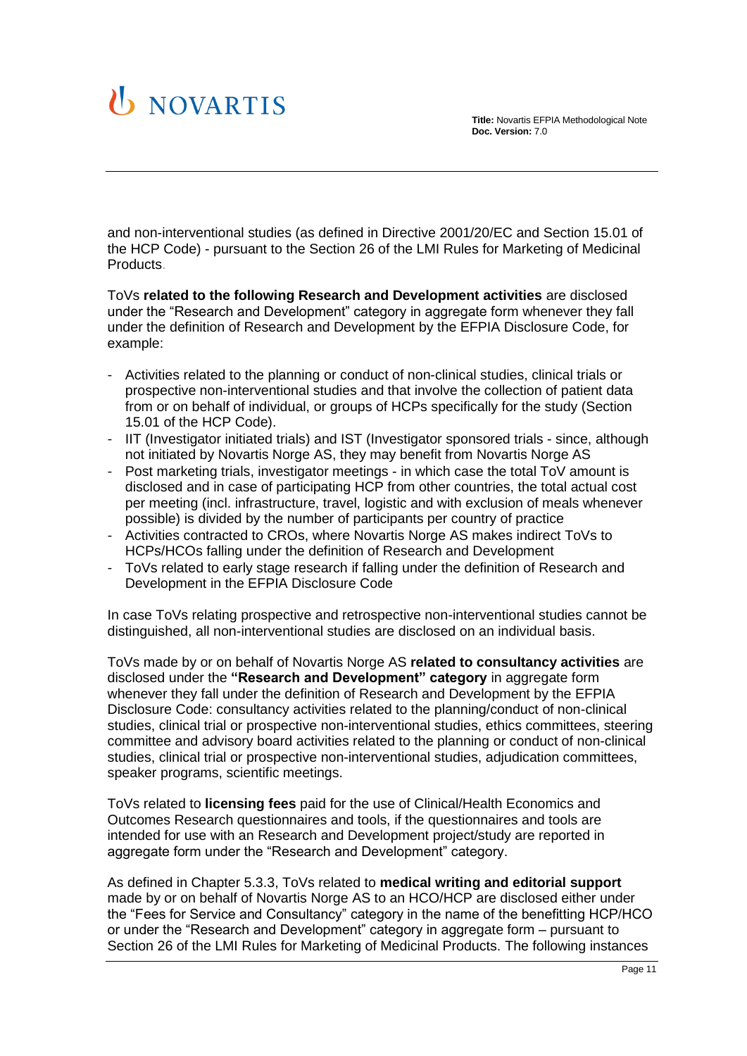and non-interventional studies (as defined in Directive 2001/20/EC and Section 15.01 of the HCP Code) - pursuant to the Section 26 of the LMI Rules for Marketing of Medicinal Products.

ToVs **related to the following Research and Development activities** are disclosed under the "Research and Development" category in aggregate form whenever they fall under the definition of Research and Development by the EFPIA Disclosure Code, for example:

- Activities related to the planning or conduct of non-clinical studies, clinical trials or prospective non-interventional studies and that involve the collection of patient data from or on behalf of individual, or groups of HCPs specifically for the study (Section 15.01 of the HCP Code).
- IIT (Investigator initiated trials) and IST (Investigator sponsored trials - since, although not initiated by Novartis Norge AS, they may benefit from Novartis Norge AS
- Post marketing trials, investigator meetings - in which case the total ToV amount is disclosed and in case of participating HCP from other countries, the total actual cost per meeting (incl. infrastructure, travel, logistic and with exclusion of meals whenever possible) is divided by the number of participants per country of practice
- Activities contracted to CROs, where Novartis Norge AS makes indirect ToVs to HCPs/HCOs falling under the definition of Research and Development
- ToVs related to early stage research if falling under the definition of Research and Development in the EFPIA Disclosure Code

In case ToVs relating prospective and retrospective non-interventional studies cannot be distinguished, all non-interventional studies are disclosed on an individual basis.

ToVs made by or on behalf of Novartis Norge AS **related to consultancy activities** are disclosed under the **"Research and Development" category** in aggregate form whenever they fall under the definition of Research and Development by the EFPIA Disclosure Code: consultancy activities related to the planning/conduct of non-clinical studies, clinical trial or prospective non-interventional studies, ethics committees, steering committee and advisory board activities related to the planning or conduct of non-clinical studies, clinical trial or prospective non-interventional studies, adjudication committees, speaker programs, scientific meetings.

ToVs related to **licensing fees** paid for the use of Clinical/Health Economics and Outcomes Research questionnaires and tools, if the questionnaires and tools are intended for use with an Research and Development project/study are reported in aggregate form under the "Research and Development" category.

As defined in Chapter 5.3.3, ToVs related to **medical writing and editorial support** made by or on behalf of Novartis Norge AS to an HCO/HCP are disclosed either under the "Fees for Service and Consultancy" category in the name of the benefitting HCP/HCO or under the "Research and Development" category in aggregate form – pursuant to Section 26 of the LMI Rules for Marketing of Medicinal Products. The following instances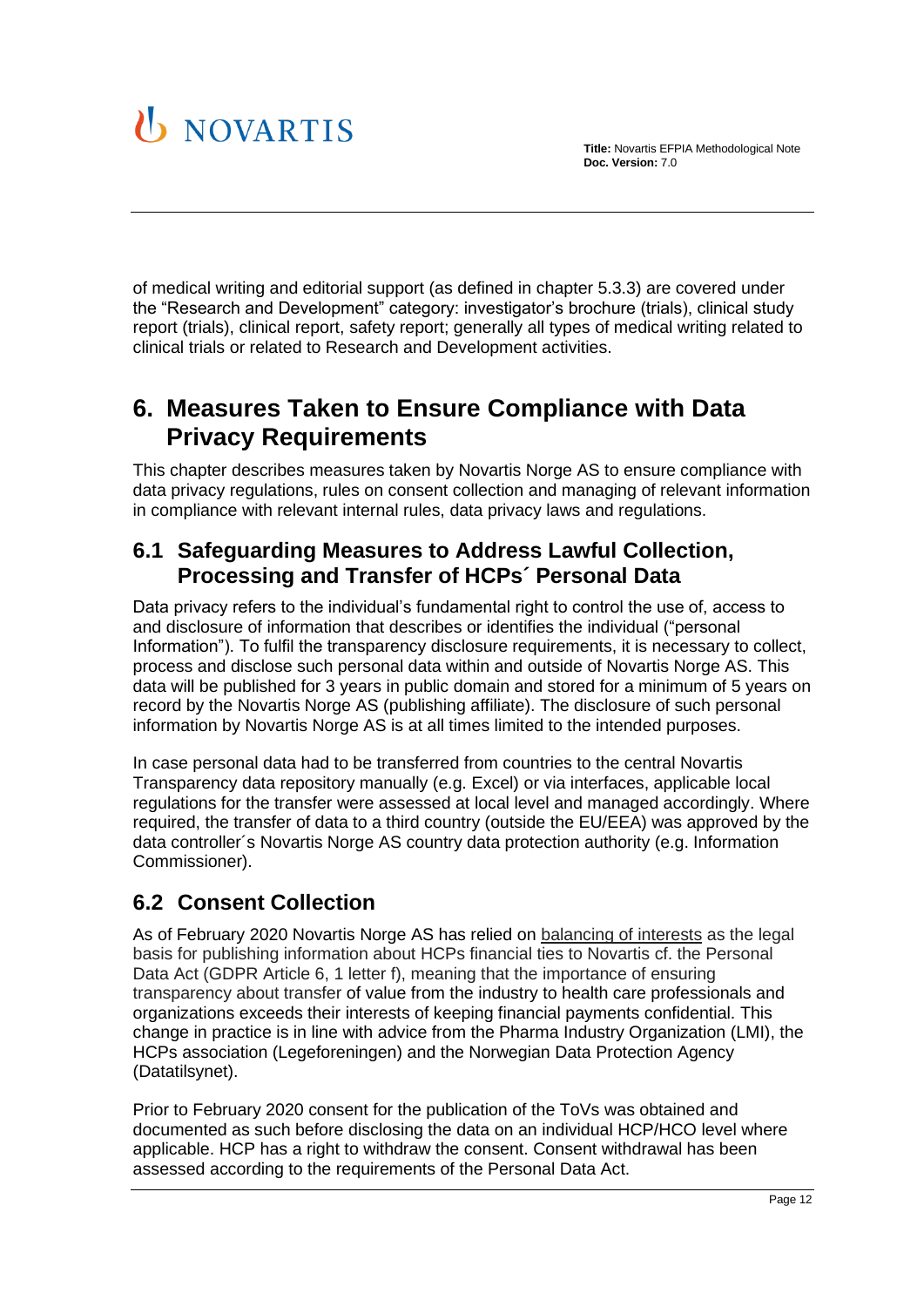of medical writing and editorial support (as defined in chapter 5.3.3) are covered under the "Research and Development" category: investigator's brochure (trials), clinical study report (trials), clinical report, safety report; generally all types of medical writing related to clinical trials or related to Research and Development activities.

# 6. Measures Taken to Ensure Compliance with Data Privacy Requirements

This chapter describes measures taken by Novartis Norge AS to ensure compliance with data privacy regulations, rules on consent collection and managing of relevant information in compliance with relevant internal rules, data privacy laws and regulations.

## 6.1 Safeguarding Measures to Address Lawful Collection, Processing and Transfer of HCPs´ Personal Data

Data privacy refers to the individual's fundamental right to control the use of, access to and disclosure of information that describes or identifies the individual ("personal Information"). To fulfil the transparency disclosure requirements, it is necessary to collect, process and disclose such personal data within and outside of Novartis Norge AS. This data will be published for 3 years in public domain and stored for a minimum of 5 years on record by the Novartis Norge AS (publishing affiliate). The disclosure of such personal information by Novartis Norge AS is at all times limited to the intended purposes.

In case personal data had to be transferred from countries to the central Novartis Transparency data repository manually (e.g. Excel) or via interfaces, applicable local regulations for the transfer were assessed at local level and managed accordingly. Where required, the transfer of data to a third country (outside the EU/EEA) was approved by the data controller´s Novartis Norge AS country data protection authority (e.g. Information Commissioner).

## 6.2 Consent Collection

As of February 2020 Novartis Norge AS has relied on balancing of interests as the legal basis for publishing information about HCPs financial ties to Novartis cf. the Personal Data Act (GDPR Article 6, 1 letter f), meaning that the importance of ensuring transparency about transfer of value from the industry to health care professionals and organizations exceeds their interests of keeping financial payments confidential. This change in practice is in line with advice from the Pharma Industry Organization (LMI), the HCPs association (Legeforeningen) and the Norwegian Data Protection Agency (Datatilsynet).

Prior to February 2020 consent for the publication of the ToVs was obtained and documented as such before disclosing the data on an individual HCP/HCO level where applicable. HCP has a right to withdraw the consent. Consent withdrawal has been assessed according to the requirements of the Personal Data Act.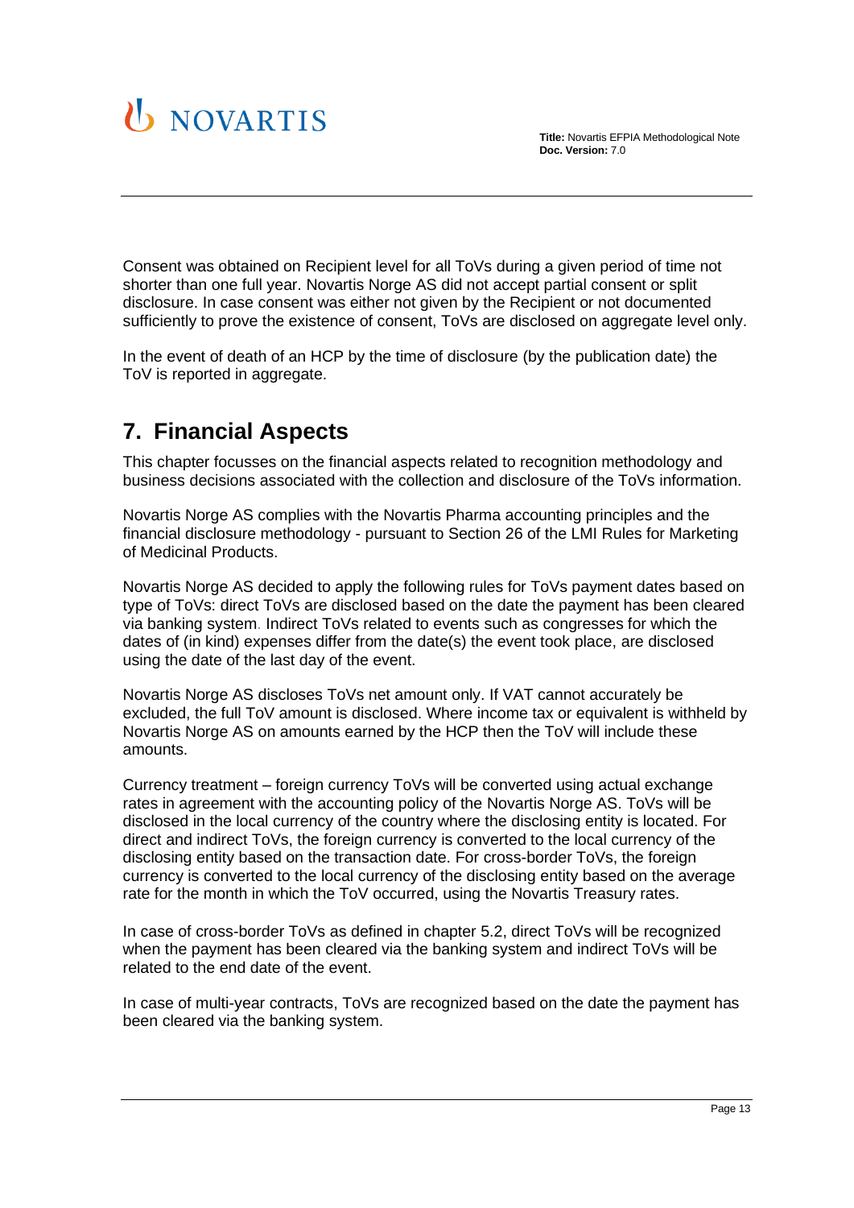Consent was obtained on Recipient level for all ToVs during a given period of time not shorter than one full year. Novartis Norge AS did not accept partial consent or split disclosure. In case consent was either not given by the Recipient or not documented sufficiently to prove the existence of consent, ToVs are disclosed on aggregate level only.

In the event of death of an HCP by the time of disclosure (by the publication date) the ToV is reported in aggregate.

# 7. Financial Aspects

This chapter focusses on the financial aspects related to recognition methodology and business decisions associated with the collection and disclosure of the ToVs information.

Novartis Norge AS complies with the Novartis Pharma accounting principles and the financial disclosure methodology - pursuant to Section 26 of the LMI Rules for Marketing of Medicinal Products.

Novartis Norge AS decided to apply the following rules for ToVs payment dates based on type of ToVs: direct ToVs are disclosed based on the date the payment has been cleared via banking system. Indirect ToVs related to events such as congresses for which the dates of (in kind) expenses differ from the date(s) the event took place, are disclosed using the date of the last day of the event.

Novartis Norge AS discloses ToVs net amount only. If VAT cannot accurately be excluded, the full ToV amount is disclosed. Where income tax or equivalent is withheld by Novartis Norge AS on amounts earned by the HCP then the ToV will include these amounts.

Currency treatment – foreign currency ToVs will be converted using actual exchange rates in agreement with the accounting policy of the Novartis Norge AS. ToVs will be disclosed in the local currency of the country where the disclosing entity is located. For direct and indirect ToVs, the foreign currency is converted to the local currency of the disclosing entity based on the transaction date. For cross-border ToVs, the foreign currency is converted to the local currency of the disclosing entity based on the average rate for the month in which the ToV occurred, using the Novartis Treasury rates.

In case of cross-border ToVs as defined in chapter 5.2, direct ToVs will be recognized when the payment has been cleared via the banking system and indirect ToVs will be related to the end date of the event.

In case of multi-year contracts, ToVs are recognized based on the date the payment has been cleared via the banking system.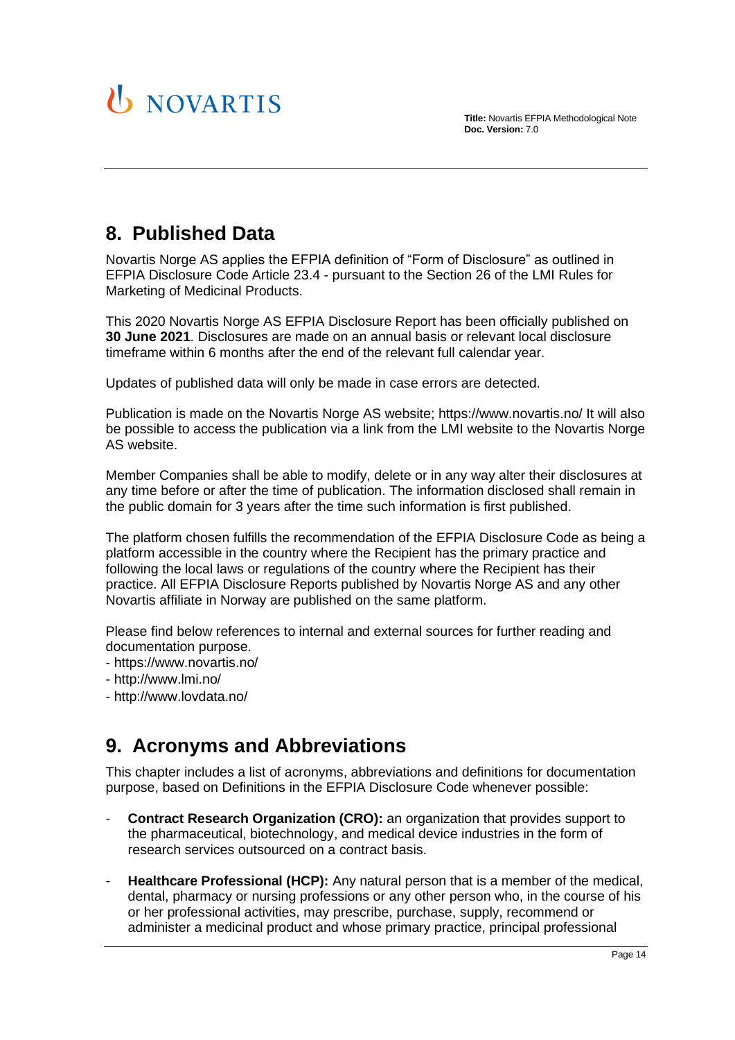## 8. Published Data

Novartis Norge AS applies the EFPIA definition of "Form of Disclosure" as outlined in EFPIA Disclosure Code Article 23.4 - pursuant to the Section 26 of the LMI Rules for Marketing of Medicinal Products.

This 2020 Novartis Norge AS EFPIA Disclosure Report has been officially published on **30 June 2021**. Disclosures are made on an annual basis or relevant local disclosure timeframe within 6 months after the end of the relevant full calendar year.

Updates of published data will only be made in case errors are detected.

Publication is made on the Novartis Norge AS website; https://www.novartis.no/ It will also be possible to access the publication via a link from the LMI website to the Novartis Norge AS website.

Member Companies shall be able to modify, delete or in any way alter their disclosures at any time before or after the time of publication. The information disclosed shall remain in the public domain for 3 years after the time such information is first published.

The platform chosen fulfills the recommendation of the EFPIA Disclosure Code as being a platform accessible in the country where the Recipient has the primary practice and following the local laws or regulations of the country where the Recipient has their practice. All EFPIA Disclosure Reports published by Novartis Norge AS and any other Novartis affiliate in Norway are published on the same platform.

Please find below references to internal and external sources for further reading and documentation purpose.
- https://www.novartis.no/
- http://www.lmi.no/
- http://www.lovdata.no/

## 9. Acronyms and Abbreviations

This chapter includes a list of acronyms, abbreviations and definitions for documentation purpose, based on Definitions in the EFPIA Disclosure Code whenever possible:

- **Contract Research Organization (CRO):** an organization that provides support to the pharmaceutical, biotechnology, and medical device industries in the form of research services outsourced on a contract basis.
- **Healthcare Professional (HCP):** Any natural person that is a member of the medical, dental, pharmacy or nursing professions or any other person who, in the course of his or her professional activities, may prescribe, purchase, supply, recommend or administer a medicinal product and whose primary practice, principal professional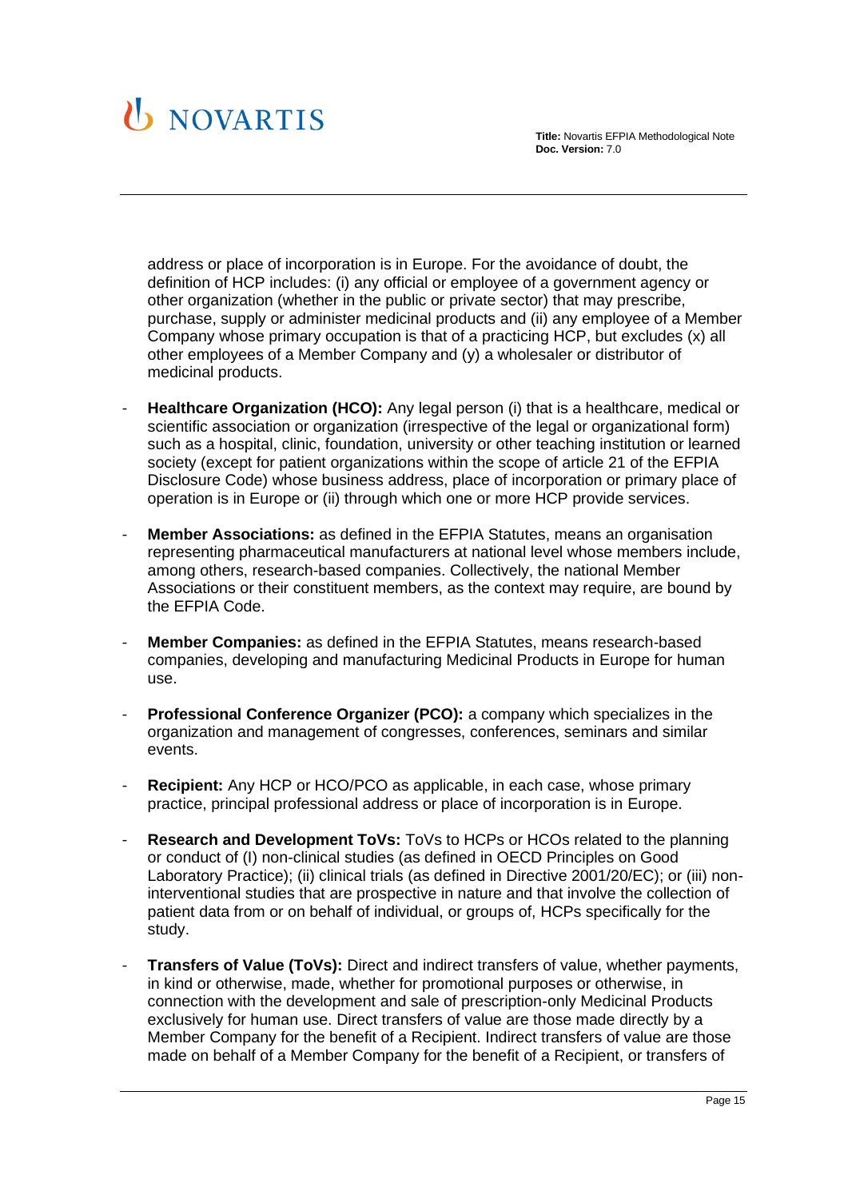address or place of incorporation is in Europe. For the avoidance of doubt, the definition of HCP includes: (i) any official or employee of a government agency or other organization (whether in the public or private sector) that may prescribe, purchase, supply or administer medicinal products and (ii) any employee of a Member Company whose primary occupation is that of a practicing HCP, but excludes (x) all other employees of a Member Company and (y) a wholesaler or distributor of medicinal products.

- **Healthcare Organization (HCO):** Any legal person (i) that is a healthcare, medical or scientific association or organization (irrespective of the legal or organizational form) such as a hospital, clinic, foundation, university or other teaching institution or learned society (except for patient organizations within the scope of article 21 of the EFPIA Disclosure Code) whose business address, place of incorporation or primary place of operation is in Europe or (ii) through which one or more HCP provide services.
- **Member Associations:** as defined in the EFPIA Statutes, means an organisation representing pharmaceutical manufacturers at national level whose members include, among others, research-based companies. Collectively, the national Member Associations or their constituent members, as the context may require, are bound by the EFPIA Code.
- **Member Companies:** as defined in the EFPIA Statutes, means research-based companies, developing and manufacturing Medicinal Products in Europe for human use.
- **Professional Conference Organizer (PCO):** a company which specializes in the organization and management of congresses, conferences, seminars and similar events.
- **Recipient:** Any HCP or HCO/PCO as applicable, in each case, whose primary practice, principal professional address or place of incorporation is in Europe.
- **Research and Development ToVs:** ToVs to HCPs or HCOs related to the planning or conduct of (I) non-clinical studies (as defined in OECD Principles on Good Laboratory Practice); (ii) clinical trials (as defined in Directive 2001/20/EC); or (iii) non-interventional studies that are prospective in nature and that involve the collection of patient data from or on behalf of individual, or groups of, HCPs specifically for the study.
- **Transfers of Value (ToVs):** Direct and indirect transfers of value, whether payments, in kind or otherwise, made, whether for promotional purposes or otherwise, in connection with the development and sale of prescription-only Medicinal Products exclusively for human use. Direct transfers of value are those made directly by a Member Company for the benefit of a Recipient. Indirect transfers of value are those made on behalf of a Member Company for the benefit of a Recipient, or transfers of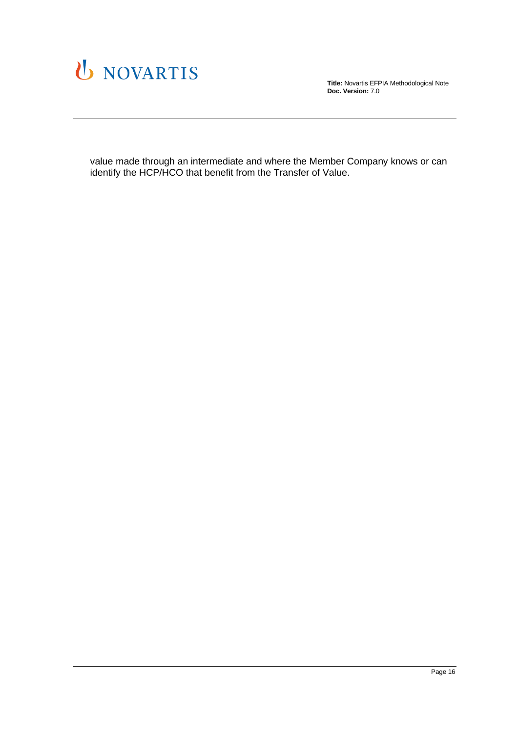value made through an intermediate and where the Member Company knows or can identify the HCP/HCO that benefit from the Transfer of Value.